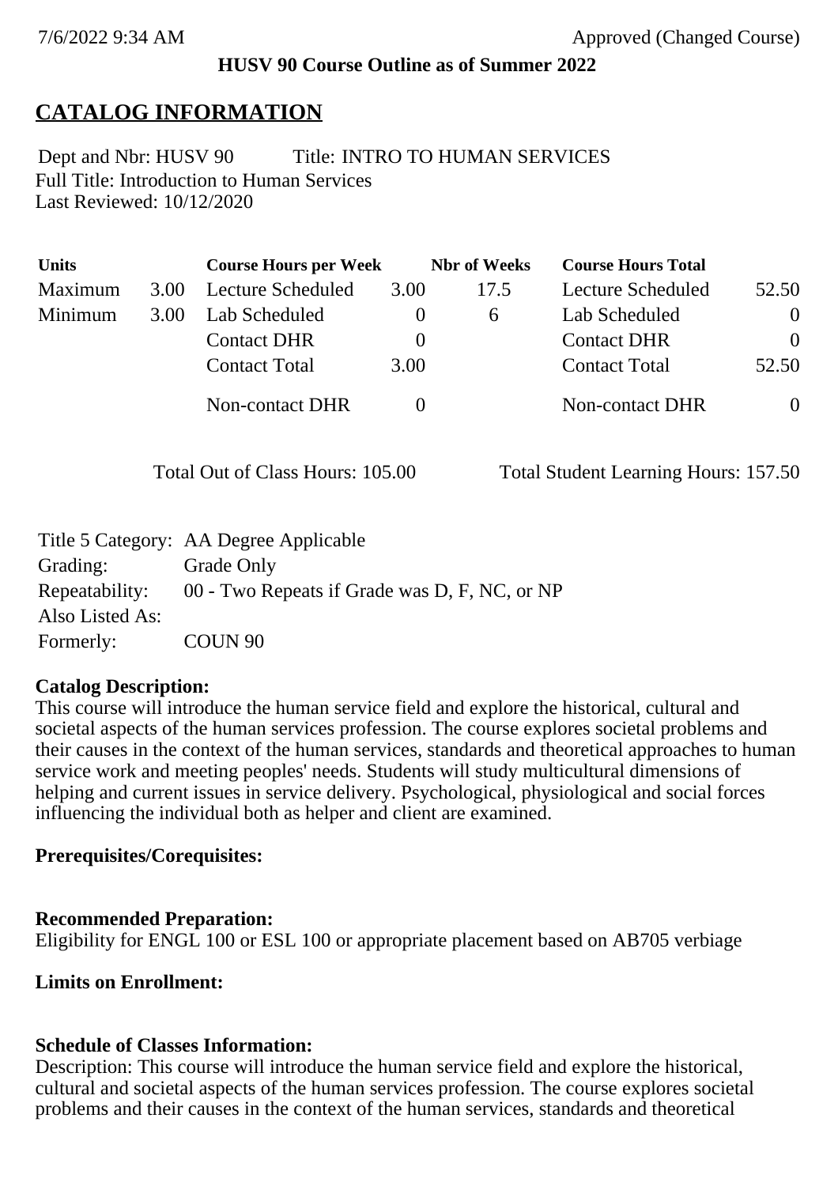7/6/2022 9:34 AM Approved (Changed Course)

**HUSV 90 Course Outline as of Summer 2022**

# CATALOG INFORMATION

Dept and Nbr: HUSV 90 Title: INTRO TO HUMAN SERVICES
Full Title: Introduction to Human Services
Last Reviewed: 10/12/2020

| Units | | Course Hours per Week | | Nbr of Weeks | Course Hours Total | |
|---|---|---|---|---|---|---|
| Maximum | 3.00 | Lecture Scheduled | 3.00 | 17.5 | Lecture Scheduled | 52.50 |
| Minimum | 3.00 | Lab Scheduled | 0 | 6 | Lab Scheduled | 0 |
| | | Contact DHR | 0 | | Contact DHR | 0 |
| | | Contact Total | 3.00 | | Contact Total | 52.50 |
| | | Non-contact DHR | 0 | | Non-contact DHR | 0 |

Total Out of Class Hours: 105.00 Total Student Learning Hours: 157.50

| | |
|---|---|
| Title 5 Category: | AA Degree Applicable |
| Grading: | Grade Only |
| Repeatability: | 00 - Two Repeats if Grade was D, F, NC, or NP |
| Also Listed As: | |
| Formerly: | COUN 90 |

**Catalog Description:**
This course will introduce the human service field and explore the historical, cultural and societal aspects of the human services profession. The course explores societal problems and their causes in the context of the human services, standards and theoretical approaches to human service work and meeting peoples' needs. Students will study multicultural dimensions of helping and current issues in service delivery. Psychological, physiological and social forces influencing the individual both as helper and client are examined.

**Prerequisites/Corequisites:**

**Recommended Preparation:**
Eligibility for ENGL 100 or ESL 100 or appropriate placement based on AB705 verbiage

**Limits on Enrollment:**

**Schedule of Classes Information:**
Description: This course will introduce the human service field and explore the historical, cultural and societal aspects of the human services profession. The course explores societal problems and their causes in the context of the human services, standards and theoretical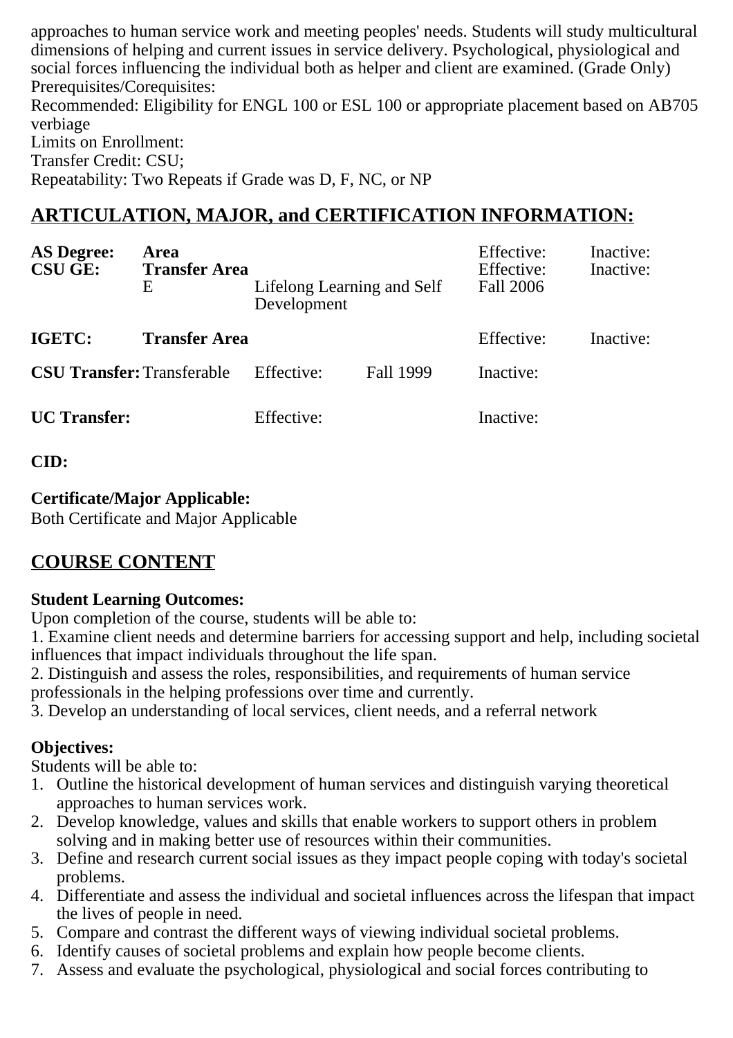approaches to human service work and meeting peoples' needs. Students will study multicultural dimensions of helping and current issues in service delivery. Psychological, physiological and social forces influencing the individual both as helper and client are examined. (Grade Only)
Prerequisites/Corequisites:
Recommended: Eligibility for ENGL 100 or ESL 100 or appropriate placement based on AB705 verbiage
Limits on Enrollment:
Transfer Credit: CSU;
Repeatability: Two Repeats if Grade was D, F, NC, or NP

## ARTICULATION, MAJOR, and CERTIFICATION INFORMATION:

| | | | | | |
|---|---|---|---|---|---|
| **AS Degree:** | **Area** | | | Effective: | Inactive: |
| **CSU GE:** | **Transfer Area** | | | Effective: | Inactive: |
| | E | Lifelong Learning and Self Development | | Fall 2006 | |
| **IGETC:** | **Transfer Area** | | | Effective: | Inactive: |
| **CSU Transfer:** | Transferable | Effective: | Fall 1999 | Inactive: | |
| **UC Transfer:** | | Effective: | | Inactive: | |

**CID:**

**Certificate/Major Applicable:**
Both Certificate and Major Applicable

## COURSE CONTENT

**Student Learning Outcomes:**
Upon completion of the course, students will be able to:
1. Examine client needs and determine barriers for accessing support and help, including societal influences that impact individuals throughout the life span.
2. Distinguish and assess the roles, responsibilities, and requirements of human service professionals in the helping professions over time and currently.
3. Develop an understanding of local services, client needs, and a referral network

**Objectives:**
Students will be able to:
1. Outline the historical development of human services and distinguish varying theoretical approaches to human services work.
2. Develop knowledge, values and skills that enable workers to support others in problem solving and in making better use of resources within their communities.
3. Define and research current social issues as they impact people coping with today's societal problems.
4. Differentiate and assess the individual and societal influences across the lifespan that impact the lives of people in need.
5. Compare and contrast the different ways of viewing individual societal problems.
6. Identify causes of societal problems and explain how people become clients.
7. Assess and evaluate the psychological, physiological and social forces contributing to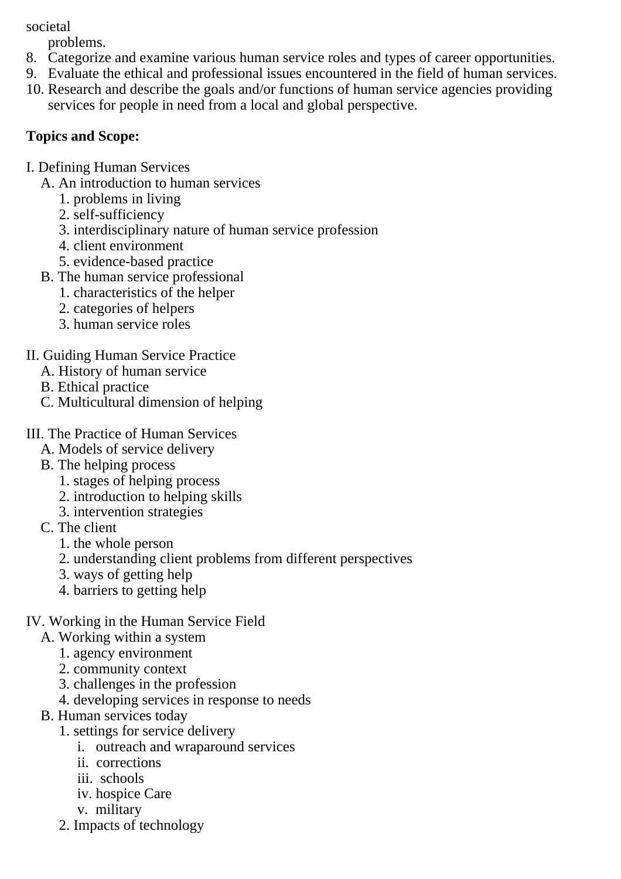societal problems.

8. Categorize and examine various human service roles and types of career opportunities.
9. Evaluate the ethical and professional issues encountered in the field of human services.
10. Research and describe the goals and/or functions of human service agencies providing services for people in need from a local and global perspective.

**Topics and Scope:**

I. Defining Human Services
  - A. An introduction to human services
    1. problems in living
    2. self-sufficiency
    3. interdisciplinary nature of human service profession
    4. client environment
    5. evidence-based practice
  - B. The human service professional
    1. characteristics of the helper
    2. categories of helpers
    3. human service roles

II. Guiding Human Service Practice
  - A. History of human service
  - B. Ethical practice
  - C. Multicultural dimension of helping

III. The Practice of Human Services
  - A. Models of service delivery
  - B. The helping process
    1. stages of helping process
    2. introduction to helping skills
    3. intervention strategies
  - C. The client
    1. the whole person
    2. understanding client problems from different perspectives
    3. ways of getting help
    4. barriers to getting help

IV. Working in the Human Service Field
  - A. Working within a system
    1. agency environment
    2. community context
    3. challenges in the profession
    4. developing services in response to needs
  - B. Human services today
    1. settings for service delivery
       - i. outreach and wraparound services
       - ii. corrections
       - iii. schools
       - iv. hospice Care
       - v. military
    2. Impacts of technology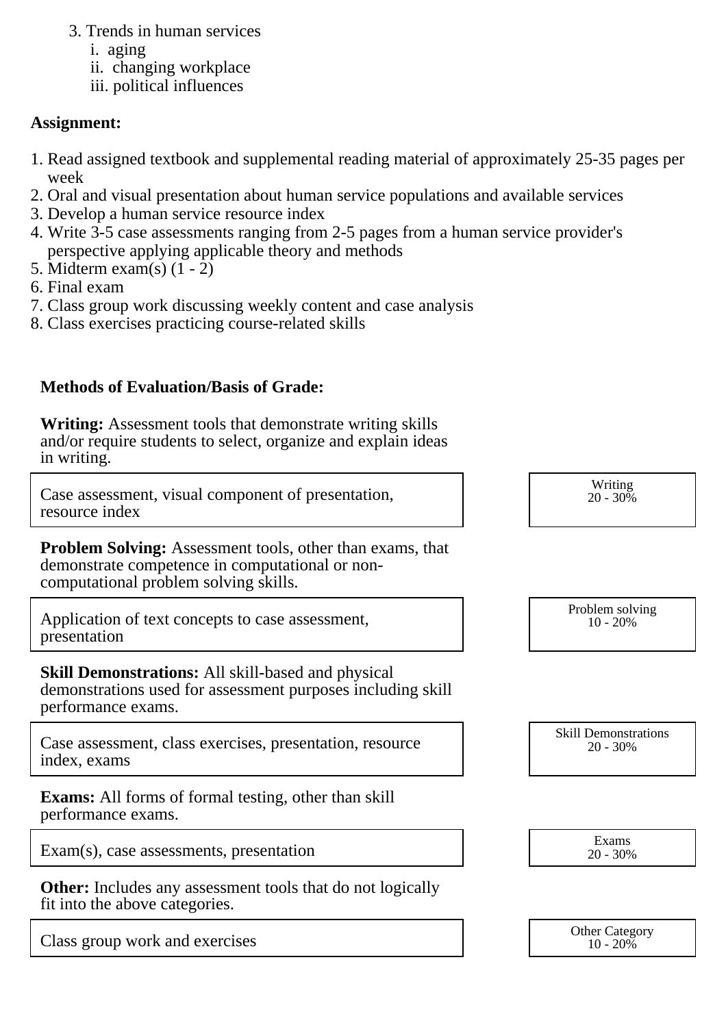3. Trends in human services
    i. aging
    ii. changing workplace
    iii. political influences

**Assignment:**

1. Read assigned textbook and supplemental reading material of approximately 25-35 pages per week
2. Oral and visual presentation about human service populations and available services
3. Develop a human service resource index
4. Write 3-5 case assessments ranging from 2-5 pages from a human service provider's perspective applying applicable theory and methods
5. Midterm exam(s) (1 - 2)
6. Final exam
7. Class group work discussing weekly content and case analysis
8. Class exercises practicing course-related skills

**Methods of Evaluation/Basis of Grade:**

**Writing:** Assessment tools that demonstrate writing skills and/or require students to select, organize and explain ideas in writing.

| Case assessment, visual component of presentation, resource index | Writing 20 - 30% |
|---|---|

**Problem Solving:** Assessment tools, other than exams, that demonstrate competence in computational or non-computational problem solving skills.

| Application of text concepts to case assessment, presentation | Problem solving 10 - 20% |
|---|---|

**Skill Demonstrations:** All skill-based and physical demonstrations used for assessment purposes including skill performance exams.

| Case assessment, class exercises, presentation, resource index, exams | Skill Demonstrations 20 - 30% |
|---|---|

**Exams:** All forms of formal testing, other than skill performance exams.

| Exam(s), case assessments, presentation | Exams 20 - 30% |
|---|---|

**Other:** Includes any assessment tools that do not logically fit into the above categories.

| Class group work and exercises | Other Category 10 - 20% |
|---|---|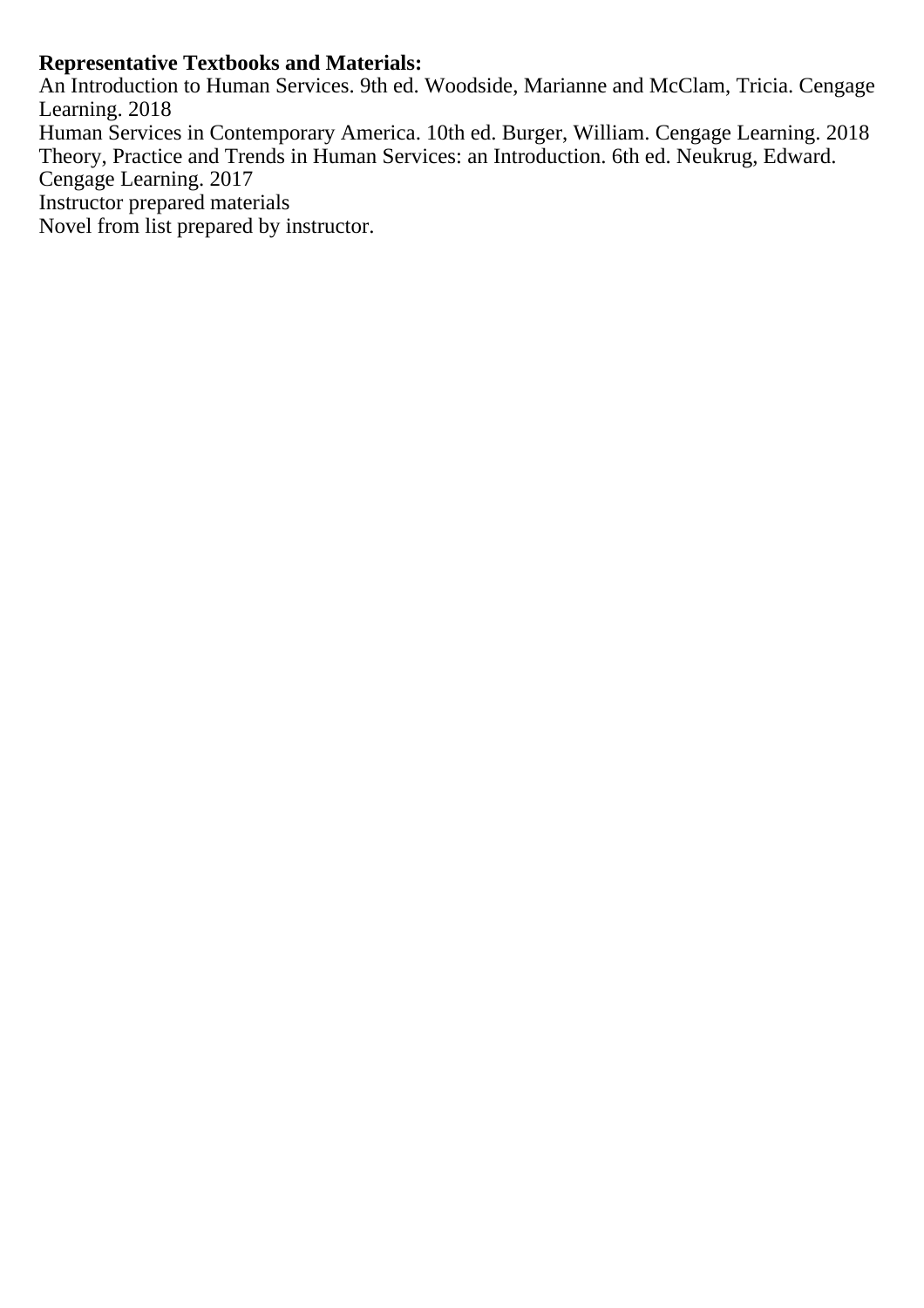**Representative Textbooks and Materials:**

An Introduction to Human Services. 9th ed. Woodside, Marianne and McClam, Tricia. Cengage Learning. 2018

Human Services in Contemporary America. 10th ed. Burger, William. Cengage Learning. 2018

Theory, Practice and Trends in Human Services: an Introduction. 6th ed. Neukrug, Edward. Cengage Learning. 2017

Instructor prepared materials

Novel from list prepared by instructor.